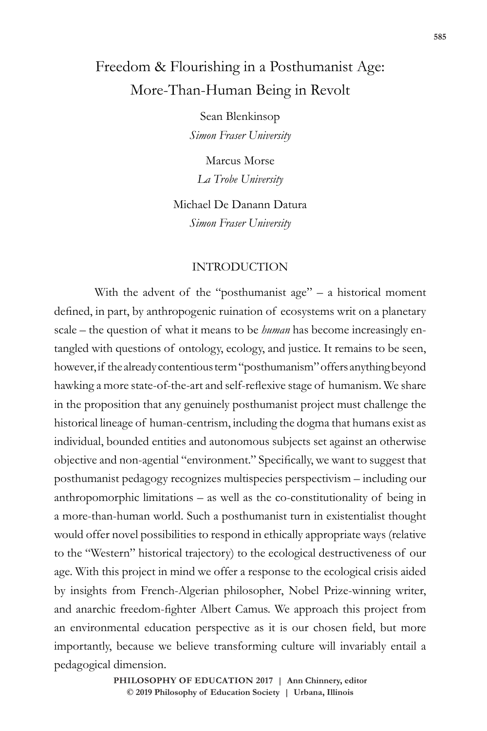# Freedom & Flourishing in a Posthumanist Age: More-Than-Human Being in Revolt

Sean Blenkinsop
*Simon Fraser University*

Marcus Morse
*La Trobe University*

Michael De Danann Datura
*Simon Fraser University*

## INTRODUCTION

With the advent of the "posthumanist age" – a historical moment defined, in part, by anthropogenic ruination of ecosystems writ on a planetary scale – the question of what it means to be *human* has become increasingly entangled with questions of ontology, ecology, and justice. It remains to be seen, however, if the already contentious term "posthumanism" offers anything beyond hawking a more state-of-the-art and self-reflexive stage of humanism. We share in the proposition that any genuinely posthumanist project must challenge the historical lineage of human-centrism, including the dogma that humans exist as individual, bounded entities and autonomous subjects set against an otherwise objective and non-agential "environment." Specifically, we want to suggest that posthumanist pedagogy recognizes multispecies perspectivism – including our anthropomorphic limitations – as well as the co-constitutionality of being in a more-than-human world. Such a posthumanist turn in existentialist thought would offer novel possibilities to respond in ethically appropriate ways (relative to the "Western" historical trajectory) to the ecological destructiveness of our age. With this project in mind we offer a response to the ecological crisis aided by insights from French-Algerian philosopher, Nobel Prize-winning writer, and anarchic freedom-fighter Albert Camus. We approach this project from an environmental education perspective as it is our chosen field, but more importantly, because we believe transforming culture will invariably entail a pedagogical dimension.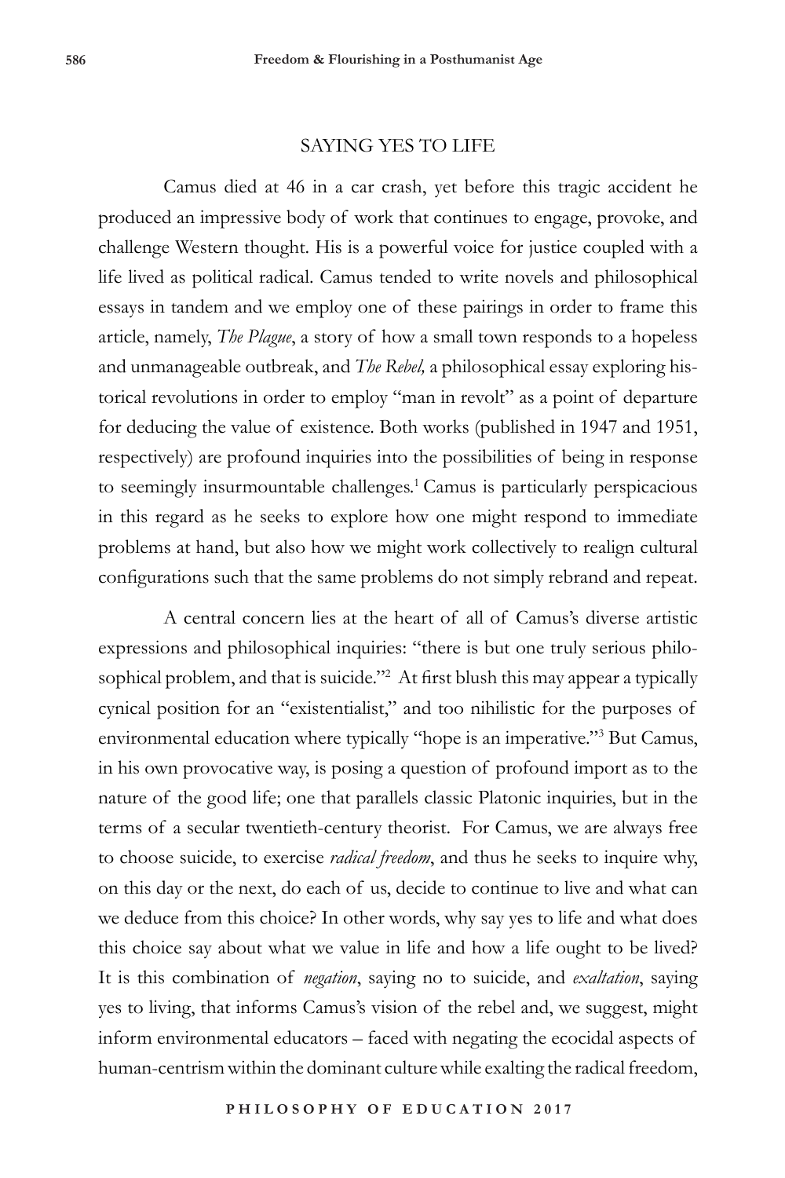## SAYING YES TO LIFE

Camus died at 46 in a car crash, yet before this tragic accident he produced an impressive body of work that continues to engage, provoke, and challenge Western thought. His is a powerful voice for justice coupled with a life lived as political radical. Camus tended to write novels and philosophical essays in tandem and we employ one of these pairings in order to frame this article, namely, *The Plague*, a story of how a small town responds to a hopeless and unmanageable outbreak, and *The Rebel,* a philosophical essay exploring historical revolutions in order to employ "man in revolt" as a point of departure for deducing the value of existence. Both works (published in 1947 and 1951, respectively) are profound inquiries into the possibilities of being in response to seemingly insurmountable challenges.[1] Camus is particularly perspicacious in this regard as he seeks to explore how one might respond to immediate problems at hand, but also how we might work collectively to realign cultural configurations such that the same problems do not simply rebrand and repeat.

A central concern lies at the heart of all of Camus's diverse artistic expressions and philosophical inquiries: "there is but one truly serious philosophical problem, and that is suicide."[2] At first blush this may appear a typically cynical position for an "existentialist," and too nihilistic for the purposes of environmental education where typically "hope is an imperative."[3] But Camus, in his own provocative way, is posing a question of profound import as to the nature of the good life; one that parallels classic Platonic inquiries, but in the terms of a secular twentieth-century theorist. For Camus, we are always free to choose suicide, to exercise *radical freedom*, and thus he seeks to inquire why, on this day or the next, do each of us, decide to continue to live and what can we deduce from this choice? In other words, why say yes to life and what does this choice say about what we value in life and how a life ought to be lived? It is this combination of *negation*, saying no to suicide, and *exaltation*, saying yes to living, that informs Camus's vision of the rebel and, we suggest, might inform environmental educators – faced with negating the ecocidal aspects of human-centrism within the dominant culture while exalting the radical freedom,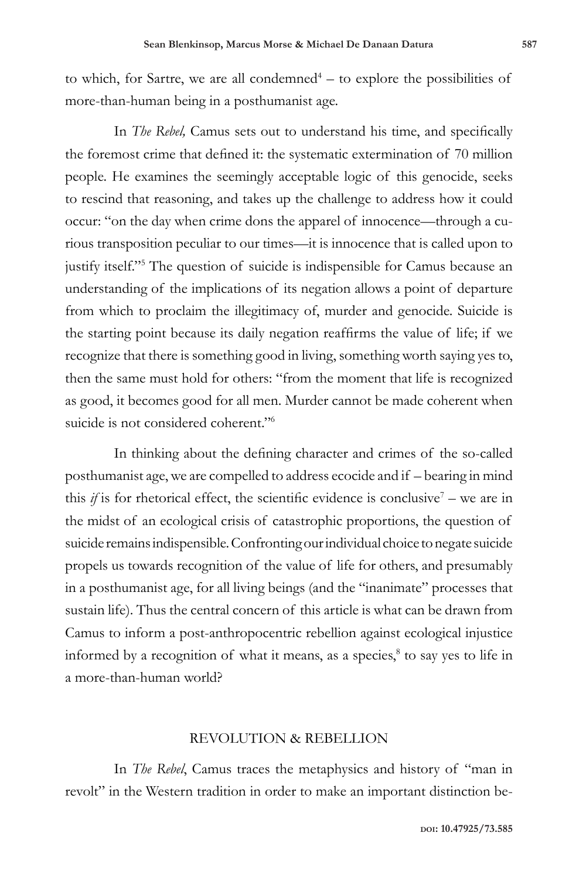to which, for Sartre, we are all condemned[4] – to explore the possibilities of more-than-human being in a posthumanist age.

In *The Rebel,* Camus sets out to understand his time, and specifically the foremost crime that defined it: the systematic extermination of 70 million people. He examines the seemingly acceptable logic of this genocide, seeks to rescind that reasoning, and takes up the challenge to address how it could occur: "on the day when crime dons the apparel of innocence—through a curious transposition peculiar to our times—it is innocence that is called upon to justify itself."[5] The question of suicide is indispensible for Camus because an understanding of the implications of its negation allows a point of departure from which to proclaim the illegitimacy of, murder and genocide. Suicide is the starting point because its daily negation reaffirms the value of life; if we recognize that there is something good in living, something worth saying yes to, then the same must hold for others: "from the moment that life is recognized as good, it becomes good for all men. Murder cannot be made coherent when suicide is not considered coherent."[6]

In thinking about the defining character and crimes of the so-called posthumanist age, we are compelled to address ecocide and if – bearing in mind this *if* is for rhetorical effect, the scientific evidence is conclusive[7] – we are in the midst of an ecological crisis of catastrophic proportions, the question of suicide remains indispensible. Confronting our individual choice to negate suicide propels us towards recognition of the value of life for others, and presumably in a posthumanist age, for all living beings (and the "inanimate" processes that sustain life). Thus the central concern of this article is what can be drawn from Camus to inform a post-anthropocentric rebellion against ecological injustice informed by a recognition of what it means, as a species,[8] to say yes to life in a more-than-human world?

## REVOLUTION & REBELLION

In *The Rebel*, Camus traces the metaphysics and history of "man in revolt" in the Western tradition in order to make an important distinction be-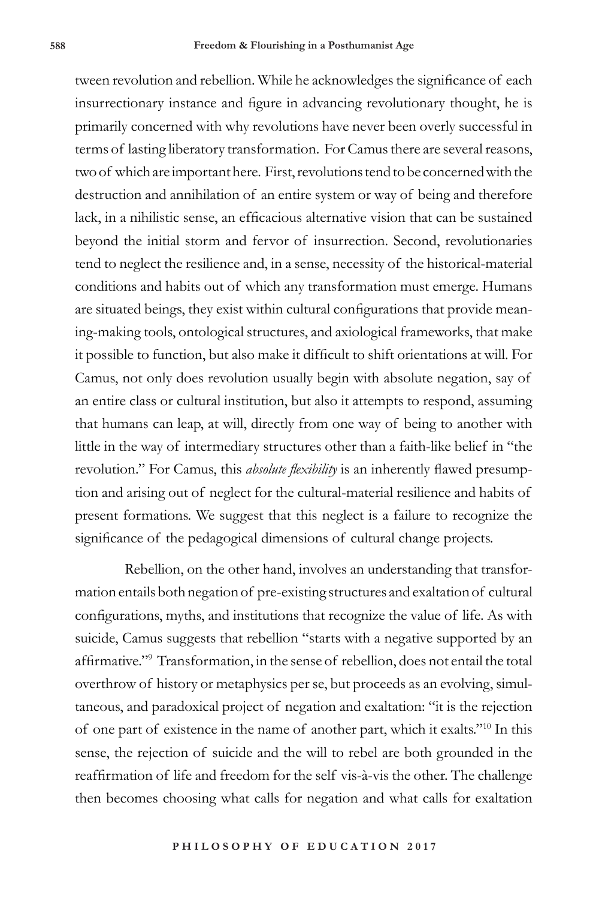tween revolution and rebellion. While he acknowledges the significance of each insurrectionary instance and figure in advancing revolutionary thought, he is primarily concerned with why revolutions have never been overly successful in terms of lasting liberatory transformation. For Camus there are several reasons, two of which are important here. First, revolutions tend to be concerned with the destruction and annihilation of an entire system or way of being and therefore lack, in a nihilistic sense, an efficacious alternative vision that can be sustained beyond the initial storm and fervor of insurrection. Second, revolutionaries tend to neglect the resilience and, in a sense, necessity of the historical-material conditions and habits out of which any transformation must emerge. Humans are situated beings, they exist within cultural configurations that provide meaning-making tools, ontological structures, and axiological frameworks, that make it possible to function, but also make it difficult to shift orientations at will. For Camus, not only does revolution usually begin with absolute negation, say of an entire class or cultural institution, but also it attempts to respond, assuming that humans can leap, at will, directly from one way of being to another with little in the way of intermediary structures other than a faith-like belief in "the revolution." For Camus, this *absolute flexibility* is an inherently flawed presumption and arising out of neglect for the cultural-material resilience and habits of present formations. We suggest that this neglect is a failure to recognize the significance of the pedagogical dimensions of cultural change projects.

Rebellion, on the other hand, involves an understanding that transformation entails both negation of pre-existing structures and exaltation of cultural configurations, myths, and institutions that recognize the value of life. As with suicide, Camus suggests that rebellion "starts with a negative supported by an affirmative."[9] Transformation, in the sense of rebellion, does not entail the total overthrow of history or metaphysics per se, but proceeds as an evolving, simultaneous, and paradoxical project of negation and exaltation: "it is the rejection of one part of existence in the name of another part, which it exalts."[10] In this sense, the rejection of suicide and the will to rebel are both grounded in the reaffirmation of life and freedom for the self vis-à-vis the other. The challenge then becomes choosing what calls for negation and what calls for exaltation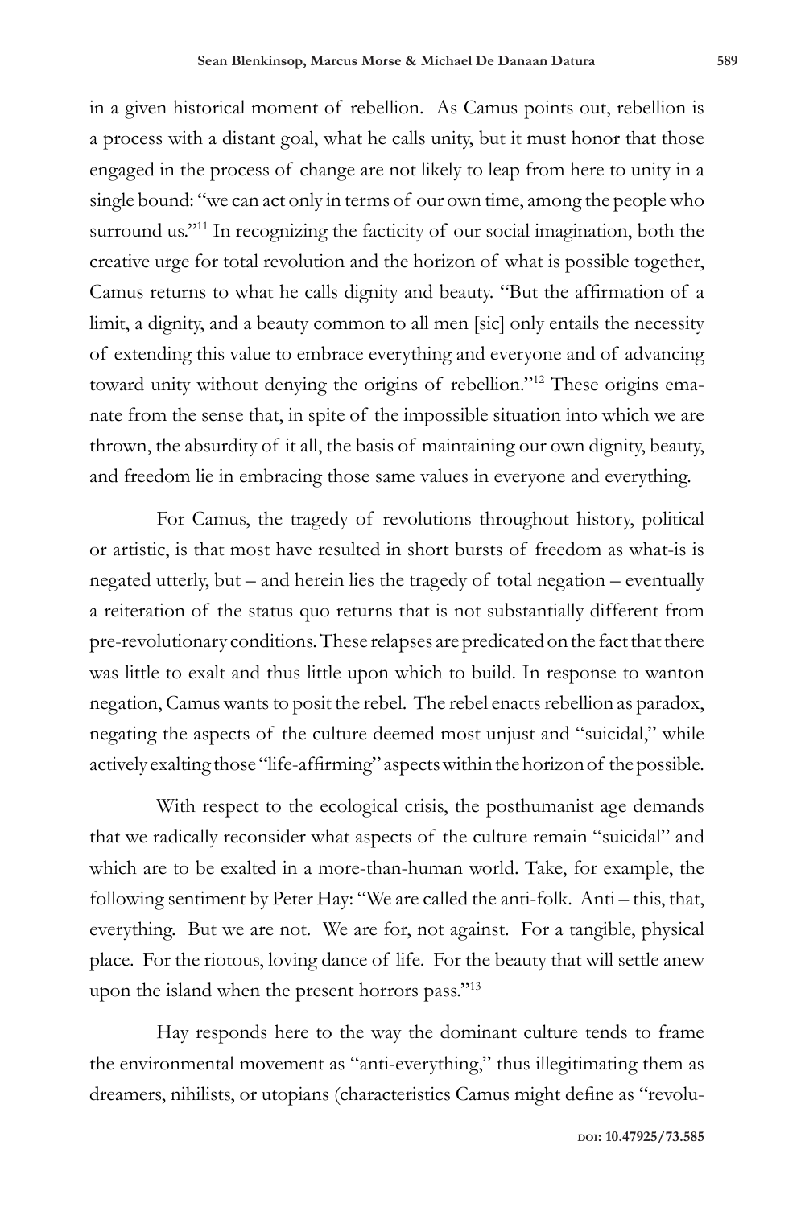in a given historical moment of rebellion. As Camus points out, rebellion is a process with a distant goal, what he calls unity, but it must honor that those engaged in the process of change are not likely to leap from here to unity in a single bound: "we can act only in terms of our own time, among the people who surround us."[11] In recognizing the facticity of our social imagination, both the creative urge for total revolution and the horizon of what is possible together, Camus returns to what he calls dignity and beauty. "But the affirmation of a limit, a dignity, and a beauty common to all men [sic] only entails the necessity of extending this value to embrace everything and everyone and of advancing toward unity without denying the origins of rebellion."[12] These origins emanate from the sense that, in spite of the impossible situation into which we are thrown, the absurdity of it all, the basis of maintaining our own dignity, beauty, and freedom lie in embracing those same values in everyone and everything.

For Camus, the tragedy of revolutions throughout history, political or artistic, is that most have resulted in short bursts of freedom as what-is is negated utterly, but – and herein lies the tragedy of total negation – eventually a reiteration of the status quo returns that is not substantially different from pre-revolutionary conditions. These relapses are predicated on the fact that there was little to exalt and thus little upon which to build. In response to wanton negation, Camus wants to posit the rebel. The rebel enacts rebellion as paradox, negating the aspects of the culture deemed most unjust and "suicidal," while actively exalting those "life-affirming" aspects within the horizon of the possible.

With respect to the ecological crisis, the posthumanist age demands that we radically reconsider what aspects of the culture remain "suicidal" and which are to be exalted in a more-than-human world. Take, for example, the following sentiment by Peter Hay: "We are called the anti-folk. Anti – this, that, everything. But we are not. We are for, not against. For a tangible, physical place. For the riotous, loving dance of life. For the beauty that will settle anew upon the island when the present horrors pass."[13]

Hay responds here to the way the dominant culture tends to frame the environmental movement as "anti-everything," thus illegitimating them as dreamers, nihilists, or utopians (characteristics Camus might define as "revolu-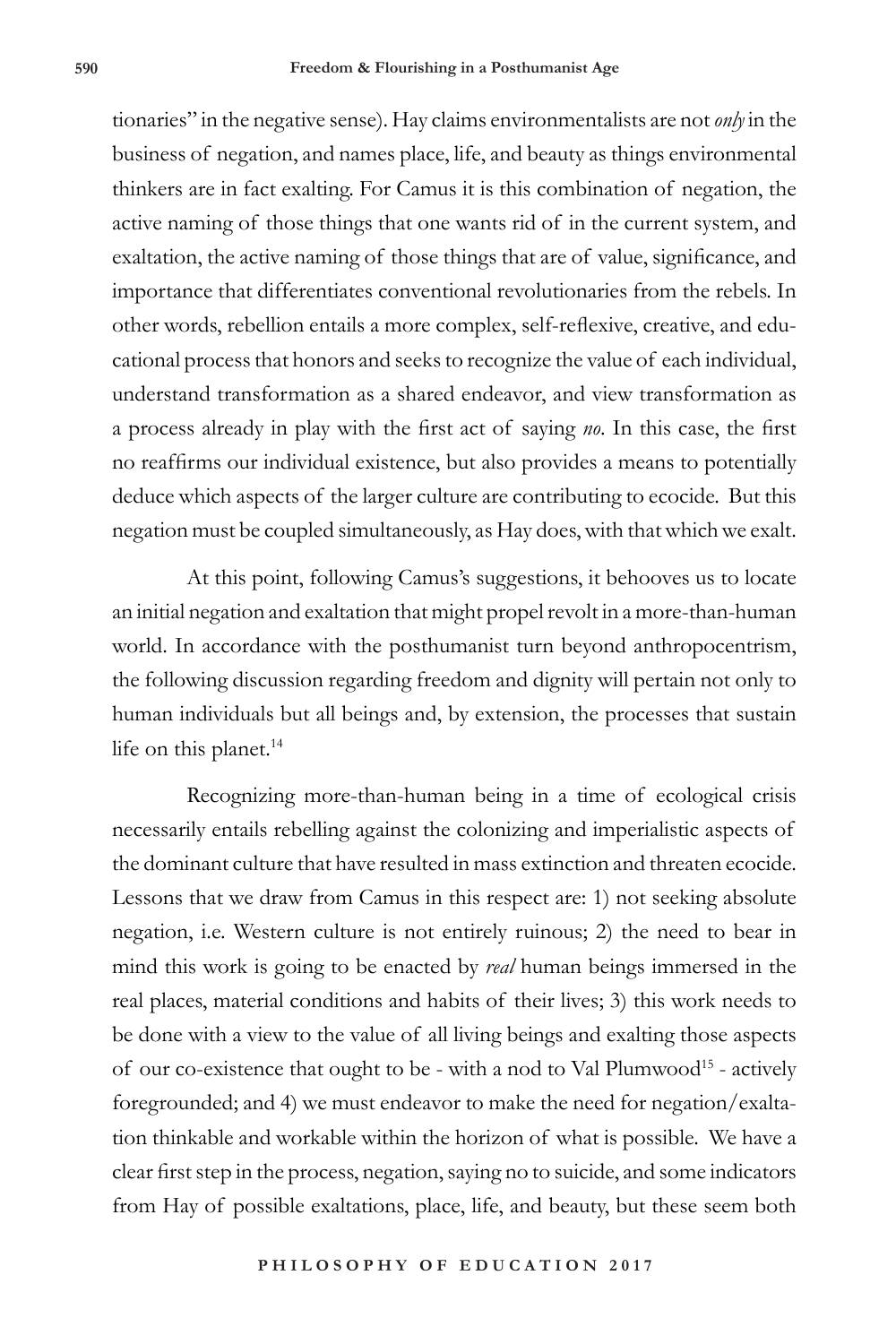tionaries" in the negative sense). Hay claims environmentalists are not *only* in the business of negation, and names place, life, and beauty as things environmental thinkers are in fact exalting. For Camus it is this combination of negation, the active naming of those things that one wants rid of in the current system, and exaltation, the active naming of those things that are of value, significance, and importance that differentiates conventional revolutionaries from the rebels. In other words, rebellion entails a more complex, self-reflexive, creative, and educational process that honors and seeks to recognize the value of each individual, understand transformation as a shared endeavor, and view transformation as a process already in play with the first act of saying *no*. In this case, the first no reaffirms our individual existence, but also provides a means to potentially deduce which aspects of the larger culture are contributing to ecocide. But this negation must be coupled simultaneously, as Hay does, with that which we exalt.

At this point, following Camus's suggestions, it behooves us to locate an initial negation and exaltation that might propel revolt in a more-than-human world. In accordance with the posthumanist turn beyond anthropocentrism, the following discussion regarding freedom and dignity will pertain not only to human individuals but all beings and, by extension, the processes that sustain life on this planet.[14]

Recognizing more-than-human being in a time of ecological crisis necessarily entails rebelling against the colonizing and imperialistic aspects of the dominant culture that have resulted in mass extinction and threaten ecocide. Lessons that we draw from Camus in this respect are: 1) not seeking absolute negation, i.e. Western culture is not entirely ruinous; 2) the need to bear in mind this work is going to be enacted by *real* human beings immersed in the real places, material conditions and habits of their lives; 3) this work needs to be done with a view to the value of all living beings and exalting those aspects of our co-existence that ought to be - with a nod to Val Plumwood[15] - actively foregrounded; and 4) we must endeavor to make the need for negation/exaltation thinkable and workable within the horizon of what is possible. We have a clear first step in the process, negation, saying no to suicide, and some indicators from Hay of possible exaltations, place, life, and beauty, but these seem both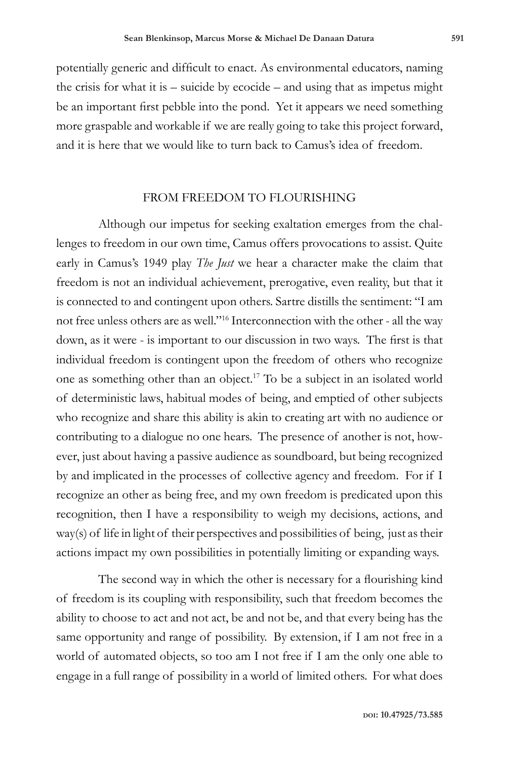potentially generic and difficult to enact. As environmental educators, naming the crisis for what it is – suicide by ecocide – and using that as impetus might be an important first pebble into the pond. Yet it appears we need something more graspable and workable if we are really going to take this project forward, and it is here that we would like to turn back to Camus's idea of freedom.

## FROM FREEDOM TO FLOURISHING

Although our impetus for seeking exaltation emerges from the challenges to freedom in our own time, Camus offers provocations to assist. Quite early in Camus's 1949 play *The Just* we hear a character make the claim that freedom is not an individual achievement, prerogative, even reality, but that it is connected to and contingent upon others. Sartre distills the sentiment: "I am not free unless others are as well."[16] Interconnection with the other - all the way down, as it were - is important to our discussion in two ways. The first is that individual freedom is contingent upon the freedom of others who recognize one as something other than an object.[17] To be a subject in an isolated world of deterministic laws, habitual modes of being, and emptied of other subjects who recognize and share this ability is akin to creating art with no audience or contributing to a dialogue no one hears. The presence of another is not, however, just about having a passive audience as soundboard, but being recognized by and implicated in the processes of collective agency and freedom. For if I recognize an other as being free, and my own freedom is predicated upon this recognition, then I have a responsibility to weigh my decisions, actions, and way(s) of life in light of their perspectives and possibilities of being, just as their actions impact my own possibilities in potentially limiting or expanding ways.

The second way in which the other is necessary for a flourishing kind of freedom is its coupling with responsibility, such that freedom becomes the ability to choose to act and not act, be and not be, and that every being has the same opportunity and range of possibility. By extension, if I am not free in a world of automated objects, so too am I not free if I am the only one able to engage in a full range of possibility in a world of limited others. For what does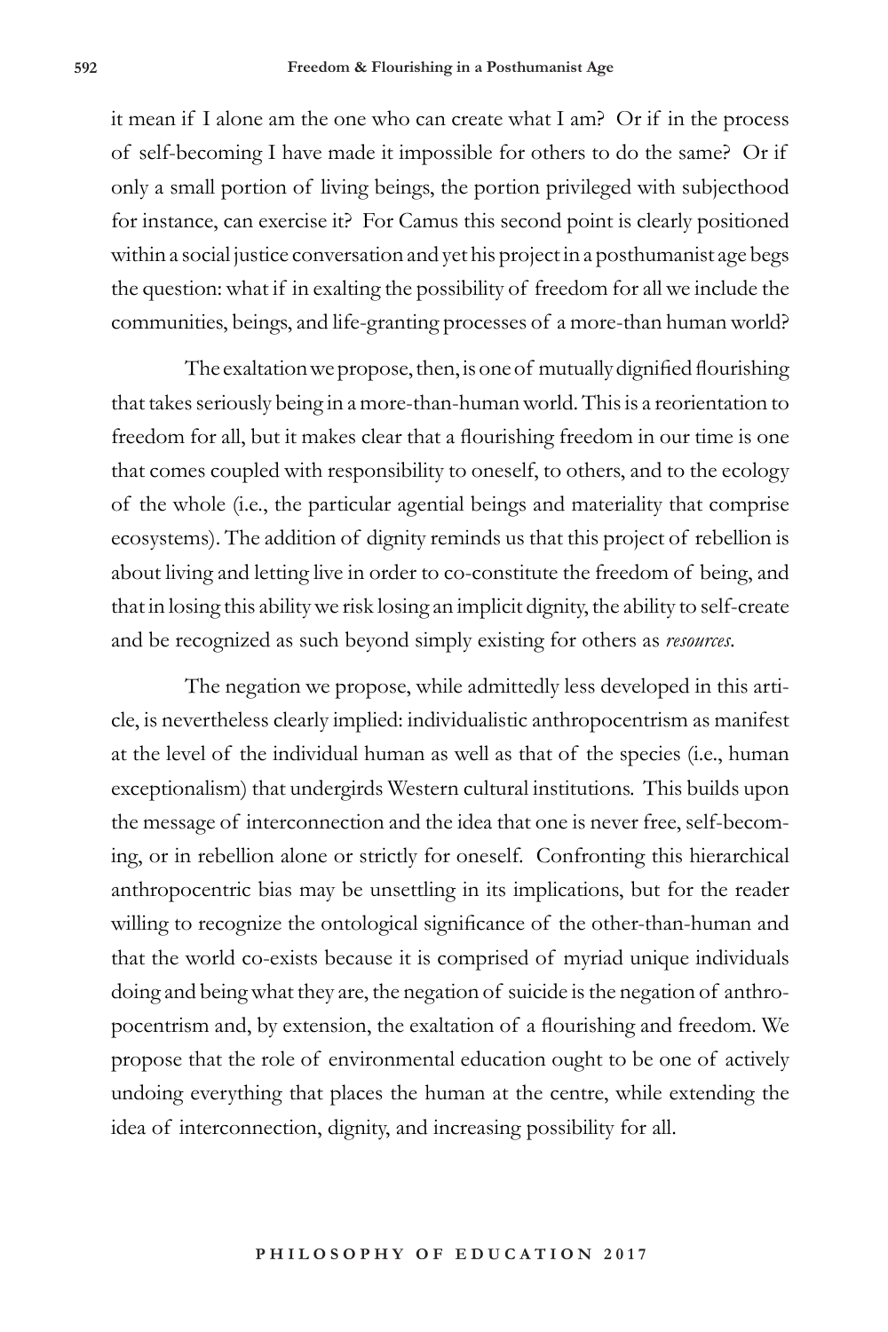it mean if I alone am the one who can create what I am? Or if in the process of self-becoming I have made it impossible for others to do the same? Or if only a small portion of living beings, the portion privileged with subjecthood for instance, can exercise it? For Camus this second point is clearly positioned within a social justice conversation and yet his project in a posthumanist age begs the question: what if in exalting the possibility of freedom for all we include the communities, beings, and life-granting processes of a more-than human world?

The exaltation we propose, then, is one of mutually dignified flourishing that takes seriously being in a more-than-human world. This is a reorientation to freedom for all, but it makes clear that a flourishing freedom in our time is one that comes coupled with responsibility to oneself, to others, and to the ecology of the whole (i.e., the particular agential beings and materiality that comprise ecosystems). The addition of dignity reminds us that this project of rebellion is about living and letting live in order to co-constitute the freedom of being, and that in losing this ability we risk losing an implicit dignity, the ability to self-create and be recognized as such beyond simply existing for others as *resources*.

The negation we propose, while admittedly less developed in this article, is nevertheless clearly implied: individualistic anthropocentrism as manifest at the level of the individual human as well as that of the species (i.e., human exceptionalism) that undergirds Western cultural institutions. This builds upon the message of interconnection and the idea that one is never free, self-becoming, or in rebellion alone or strictly for oneself. Confronting this hierarchical anthropocentric bias may be unsettling in its implications, but for the reader willing to recognize the ontological significance of the other-than-human and that the world co-exists because it is comprised of myriad unique individuals doing and being what they are, the negation of suicide is the negation of anthropocentrism and, by extension, the exaltation of a flourishing and freedom. We propose that the role of environmental education ought to be one of actively undoing everything that places the human at the centre, while extending the idea of interconnection, dignity, and increasing possibility for all.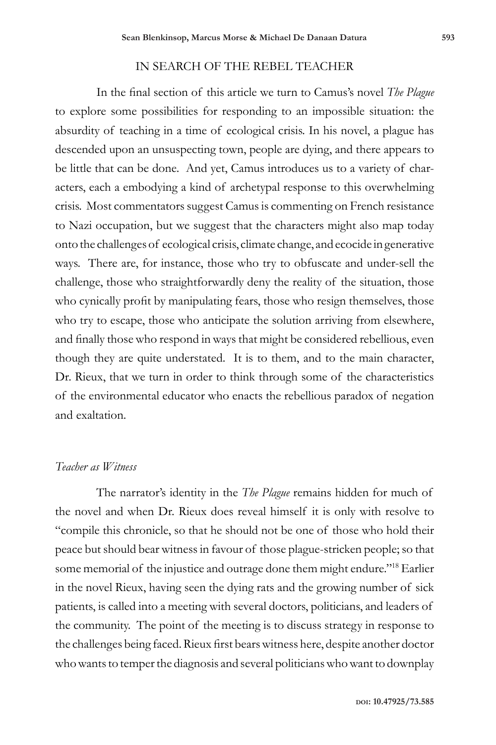## IN SEARCH OF THE REBEL TEACHER

In the final section of this article we turn to Camus's novel *The Plague* to explore some possibilities for responding to an impossible situation: the absurdity of teaching in a time of ecological crisis. In his novel, a plague has descended upon an unsuspecting town, people are dying, and there appears to be little that can be done. And yet, Camus introduces us to a variety of characters, each a embodying a kind of archetypal response to this overwhelming crisis. Most commentators suggest Camus is commenting on French resistance to Nazi occupation, but we suggest that the characters might also map today onto the challenges of ecological crisis, climate change, and ecocide in generative ways. There are, for instance, those who try to obfuscate and under-sell the challenge, those who straightforwardly deny the reality of the situation, those who cynically profit by manipulating fears, those who resign themselves, those who try to escape, those who anticipate the solution arriving from elsewhere, and finally those who respond in ways that might be considered rebellious, even though they are quite understated. It is to them, and to the main character, Dr. Rieux, that we turn in order to think through some of the characteristics of the environmental educator who enacts the rebellious paradox of negation and exaltation.

### *Teacher as Witness*

The narrator's identity in the *The Plague* remains hidden for much of the novel and when Dr. Rieux does reveal himself it is only with resolve to "compile this chronicle, so that he should not be one of those who hold their peace but should bear witness in favour of those plague-stricken people; so that some memorial of the injustice and outrage done them might endure."[18] Earlier in the novel Rieux, having seen the dying rats and the growing number of sick patients, is called into a meeting with several doctors, politicians, and leaders of the community. The point of the meeting is to discuss strategy in response to the challenges being faced. Rieux first bears witness here, despite another doctor who wants to temper the diagnosis and several politicians who want to downplay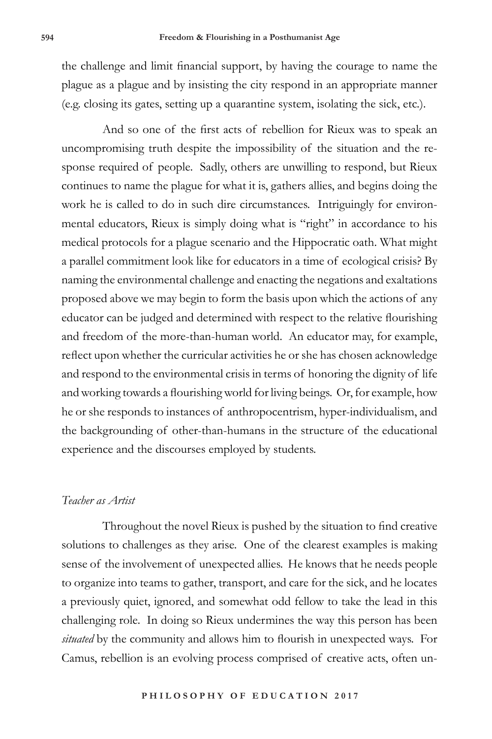the challenge and limit financial support, by having the courage to name the plague as a plague and by insisting the city respond in an appropriate manner (e.g. closing its gates, setting up a quarantine system, isolating the sick, etc.).

And so one of the first acts of rebellion for Rieux was to speak an uncompromising truth despite the impossibility of the situation and the response required of people. Sadly, others are unwilling to respond, but Rieux continues to name the plague for what it is, gathers allies, and begins doing the work he is called to do in such dire circumstances. Intriguingly for environmental educators, Rieux is simply doing what is "right" in accordance to his medical protocols for a plague scenario and the Hippocratic oath. What might a parallel commitment look like for educators in a time of ecological crisis? By naming the environmental challenge and enacting the negations and exaltations proposed above we may begin to form the basis upon which the actions of any educator can be judged and determined with respect to the relative flourishing and freedom of the more-than-human world. An educator may, for example, reflect upon whether the curricular activities he or she has chosen acknowledge and respond to the environmental crisis in terms of honoring the dignity of life and working towards a flourishing world for living beings. Or, for example, how he or she responds to instances of anthropocentrism, hyper-individualism, and the backgrounding of other-than-humans in the structure of the educational experience and the discourses employed by students.

### *Teacher as Artist*

Throughout the novel Rieux is pushed by the situation to find creative solutions to challenges as they arise. One of the clearest examples is making sense of the involvement of unexpected allies. He knows that he needs people to organize into teams to gather, transport, and care for the sick, and he locates a previously quiet, ignored, and somewhat odd fellow to take the lead in this challenging role. In doing so Rieux undermines the way this person has been *situated* by the community and allows him to flourish in unexpected ways. For Camus, rebellion is an evolving process comprised of creative acts, often un-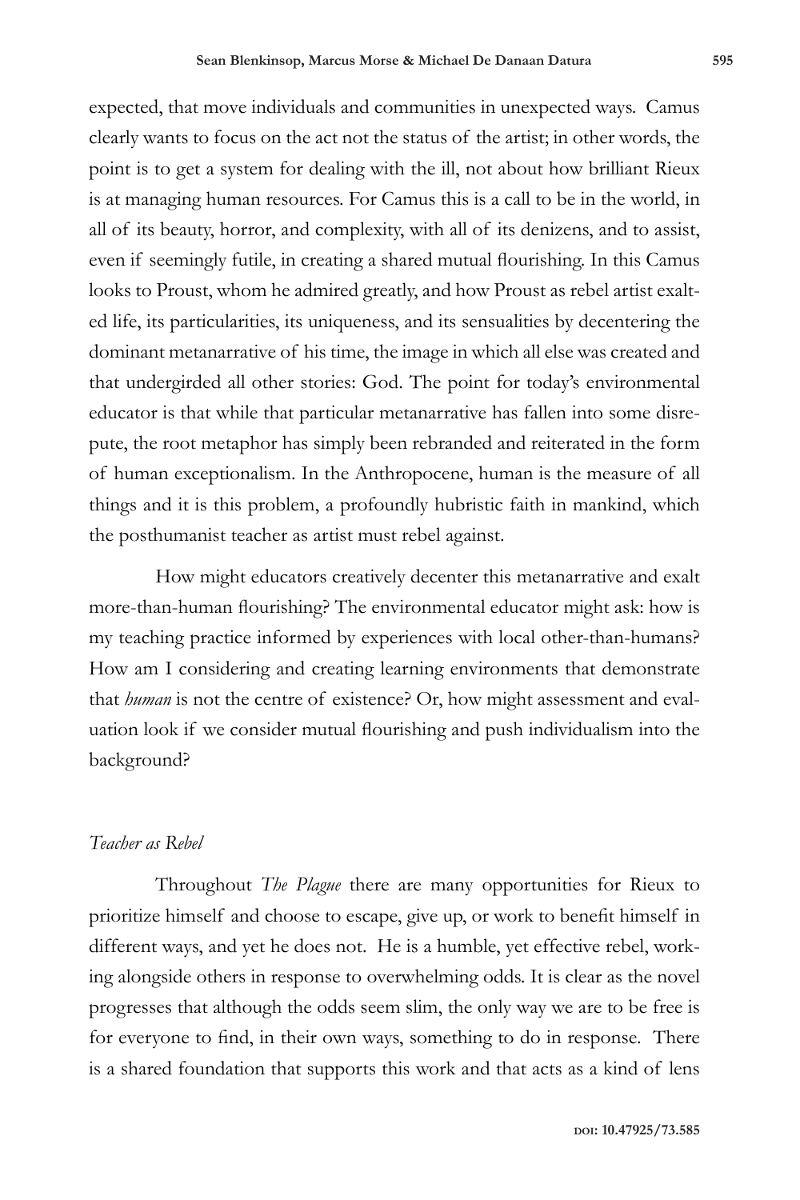expected, that move individuals and communities in unexpected ways. Camus clearly wants to focus on the act not the status of the artist; in other words, the point is to get a system for dealing with the ill, not about how brilliant Rieux is at managing human resources. For Camus this is a call to be in the world, in all of its beauty, horror, and complexity, with all of its denizens, and to assist, even if seemingly futile, in creating a shared mutual flourishing. In this Camus looks to Proust, whom he admired greatly, and how Proust as rebel artist exalted life, its particularities, its uniqueness, and its sensualities by decentering the dominant metanarrative of his time, the image in which all else was created and that undergirded all other stories: God. The point for today's environmental educator is that while that particular metanarrative has fallen into some disrepute, the root metaphor has simply been rebranded and reiterated in the form of human exceptionalism. In the Anthropocene, human is the measure of all things and it is this problem, a profoundly hubristic faith in mankind, which the posthumanist teacher as artist must rebel against.

How might educators creatively decenter this metanarrative and exalt more-than-human flourishing? The environmental educator might ask: how is my teaching practice informed by experiences with local other-than-humans? How am I considering and creating learning environments that demonstrate that *human* is not the centre of existence? Or, how might assessment and evaluation look if we consider mutual flourishing and push individualism into the background?

### *Teacher as Rebel*

Throughout *The Plague* there are many opportunities for Rieux to prioritize himself and choose to escape, give up, or work to benefit himself in different ways, and yet he does not. He is a humble, yet effective rebel, working alongside others in response to overwhelming odds. It is clear as the novel progresses that although the odds seem slim, the only way we are to be free is for everyone to find, in their own ways, something to do in response. There is a shared foundation that supports this work and that acts as a kind of lens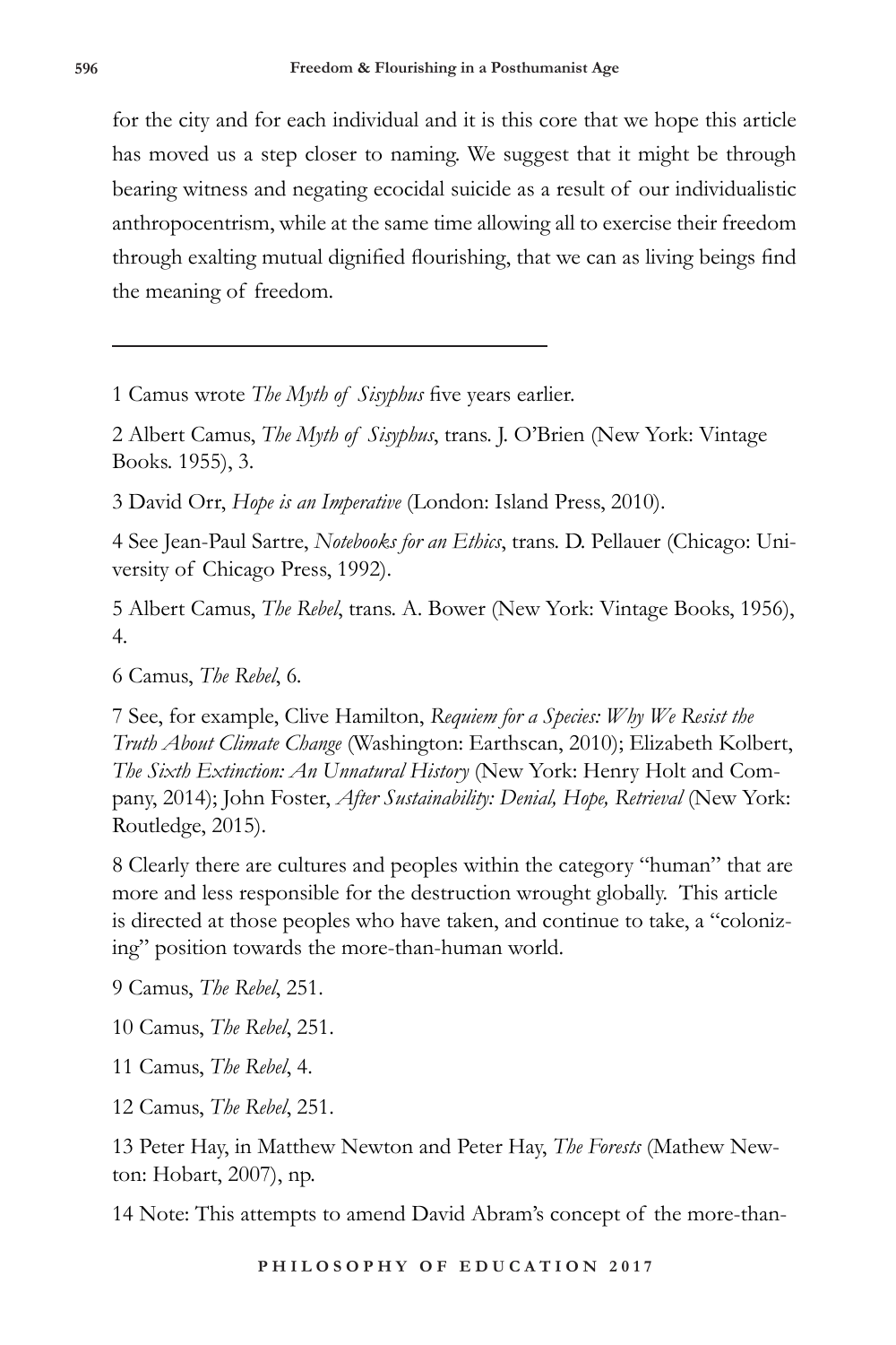for the city and for each individual and it is this core that we hope this article has moved us a step closer to naming. We suggest that it might be through bearing witness and negating ecocidal suicide as a result of our individualistic anthropocentrism, while at the same time allowing all to exercise their freedom through exalting mutual dignified flourishing, that we can as living beings find the meaning of freedom.

---

1 Camus wrote *The Myth of Sisyphus* five years earlier.

2 Albert Camus, *The Myth of Sisyphus*, trans. J. O'Brien (New York: Vintage Books. 1955), 3.

3 David Orr, *Hope is an Imperative* (London: Island Press, 2010).

4 See Jean-Paul Sartre, *Notebooks for an Ethics*, trans. D. Pellauer (Chicago: University of Chicago Press, 1992).

5 Albert Camus, *The Rebel*, trans. A. Bower (New York: Vintage Books, 1956), 4.

6 Camus, *The Rebel*, 6.

7 See, for example, Clive Hamilton, *Requiem for a Species: Why We Resist the Truth About Climate Change* (Washington: Earthscan, 2010); Elizabeth Kolbert, *The Sixth Extinction: An Unnatural History* (New York: Henry Holt and Company, 2014); John Foster, *After Sustainability: Denial, Hope, Retrieval* (New York: Routledge, 2015).

8 Clearly there are cultures and peoples within the category "human" that are more and less responsible for the destruction wrought globally. This article is directed at those peoples who have taken, and continue to take, a "colonizing" position towards the more-than-human world.

9 Camus, *The Rebel*, 251.

10 Camus, *The Rebel*, 251.

11 Camus, *The Rebel*, 4.

12 Camus, *The Rebel*, 251.

13 Peter Hay, in Matthew Newton and Peter Hay, *The Forests* (Mathew Newton: Hobart, 2007), np.

14 Note: This attempts to amend David Abram's concept of the more-than-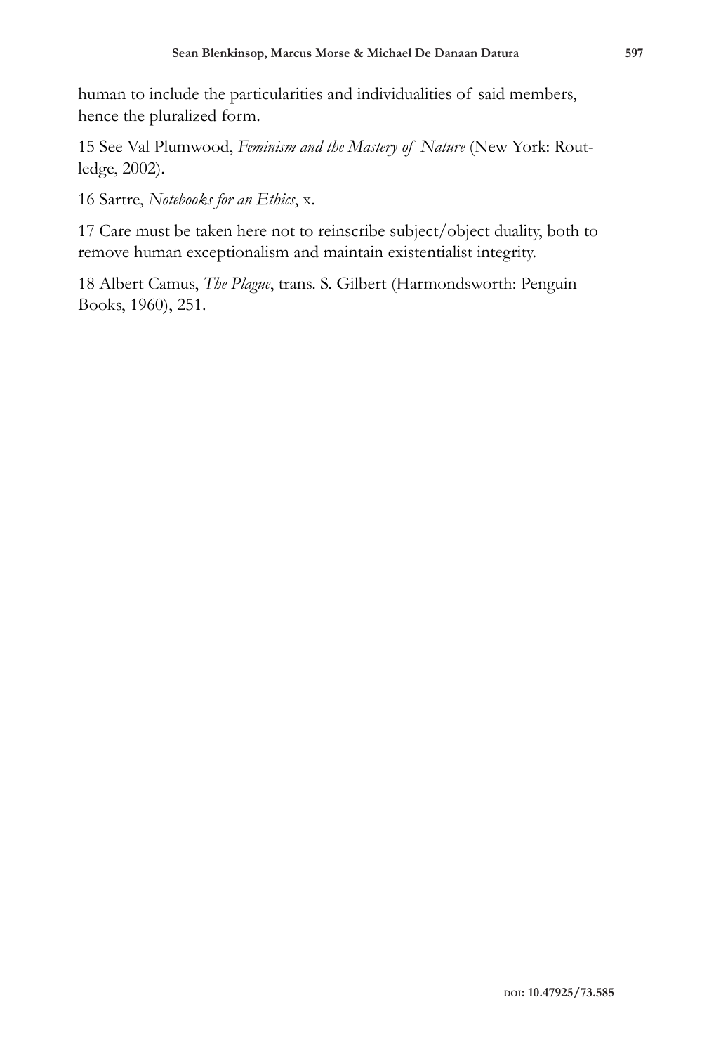human to include the particularities and individualities of said members, hence the pluralized form.

15 See Val Plumwood, *Feminism and the Mastery of Nature* (New York: Routledge, 2002).

16 Sartre, *Notebooks for an Ethics*, x.

17 Care must be taken here not to reinscribe subject/object duality, both to remove human exceptionalism and maintain existentialist integrity.

18 Albert Camus, *The Plague*, trans. S. Gilbert (Harmondsworth: Penguin Books, 1960), 251.